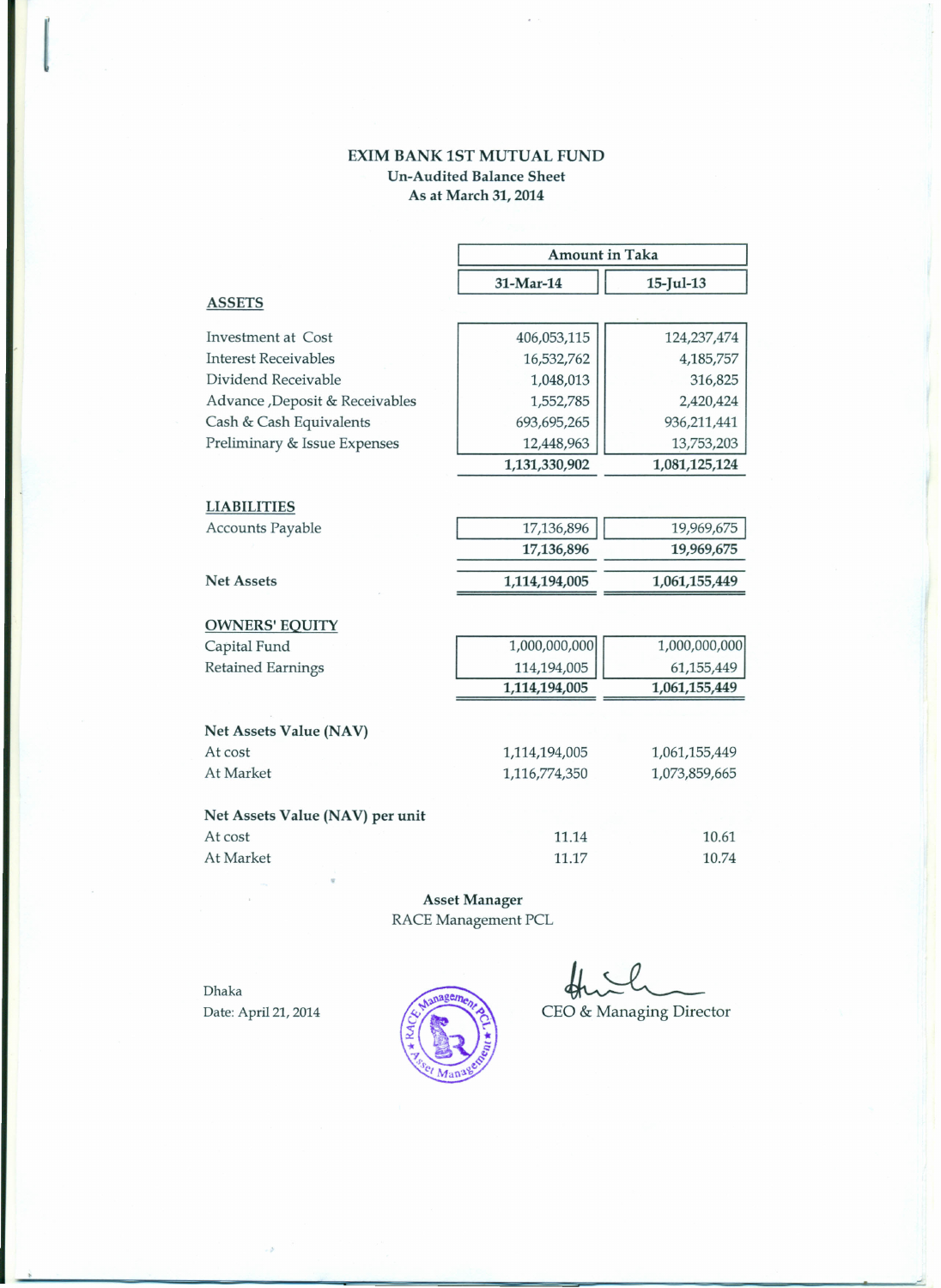# EXIM BANK 1ST MUTUAL FUND

**Un-Audited Balance Sheet**

**As at March 31, 2014**

| | Amount in Taka | |
|---|---|---|
| | **31-Mar-14** | **15-Jul-13** |
| **ASSETS** | | |
| Investment at Cost | 406,053,115 | 124,237,474 |
| Interest Receivables | 16,532,762 | 4,185,757 |
| Dividend Receivable | 1,048,013 | 316,825 |
| Advance ,Deposit & Receivables | 1,552,785 | 2,420,424 |
| Cash & Cash Equivalents | 693,695,265 | 936,211,441 |
| Preliminary & Issue Expenses | 12,448,963 | 13,753,203 |
| | **1,131,330,902** | **1,081,125,124** |
| **LIABILITIES** | | |
| Accounts Payable | 17,136,896 | 19,969,675 |
| | **17,136,896** | **19,969,675** |
| **Net Assets** | **1,114,194,005** | **1,061,155,449** |
| **OWNERS' EQUITY** | | |
| Capital Fund | 1,000,000,000 | 1,000,000,000 |
| Retained Earnings | 114,194,005 | 61,155,449 |
| | **1,114,194,005** | **1,061,155,449** |
| **Net Assets Value (NAV)** | | |
| At cost | 1,114,194,005 | 1,061,155,449 |
| At Market | 1,116,774,350 | 1,073,859,665 |
| **Net Assets Value (NAV) per unit** | | |
| At cost | 11.14 | 10.61 |
| At Market | 11.17 | 10.74 |

**Asset Manager**

RACE Management PCL

Dhaka

Date: April 21, 2014

CEO & Managing Director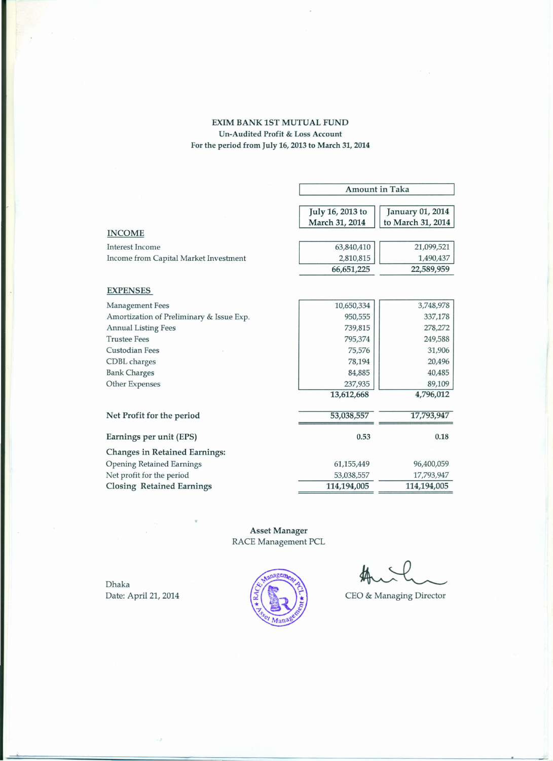# EXIM BANK 1ST MUTUAL FUND

### Un-Audited Profit & Loss Account

### For the period from July 16, 2013 to March 31, 2014

| | Amount in Taka | |
|---|---|---|
| | July 16, 2013 to March 31, 2014 | January 01, 2014 to March 31, 2014 |
| **INCOME** | | |
| Interest Income | 63,840,410 | 21,099,521 |
| Income from Capital Market Investment | 2,810,815 | 1,490,437 |
| | **66,651,225** | **22,589,959** |
| **EXPENSES** | | |
| Management Fees | 10,650,334 | 3,748,978 |
| Amortization of Preliminary & Issue Exp. | 950,555 | 337,178 |
| Annual Listing Fees | 739,815 | 278,272 |
| Trustee Fees | 795,374 | 249,588 |
| Custodian Fees | 75,576 | 31,906 |
| CDBL charges | 78,194 | 20,496 |
| Bank Charges | 84,885 | 40,485 |
| Other Expenses | 237,935 | 89,109 |
| | **13,612,668** | **4,796,012** |
| **Net Profit for the period** | **53,038,557** | **17,793,947** |
| **Earnings per unit (EPS)** | **0.53** | **0.18** |
| **Changes in Retained Earnings:** | | |
| Opening Retained Earnings | 61,155,449 | 96,400,059 |
| Net profit for the period | 53,038,557 | 17,793,947 |
| **Closing Retained Earnings** | **114,194,005** | **114,194,005** |

**Asset Manager**
RACE Management PCL

Dhaka
Date: April 21, 2014

CEO & Managing Director